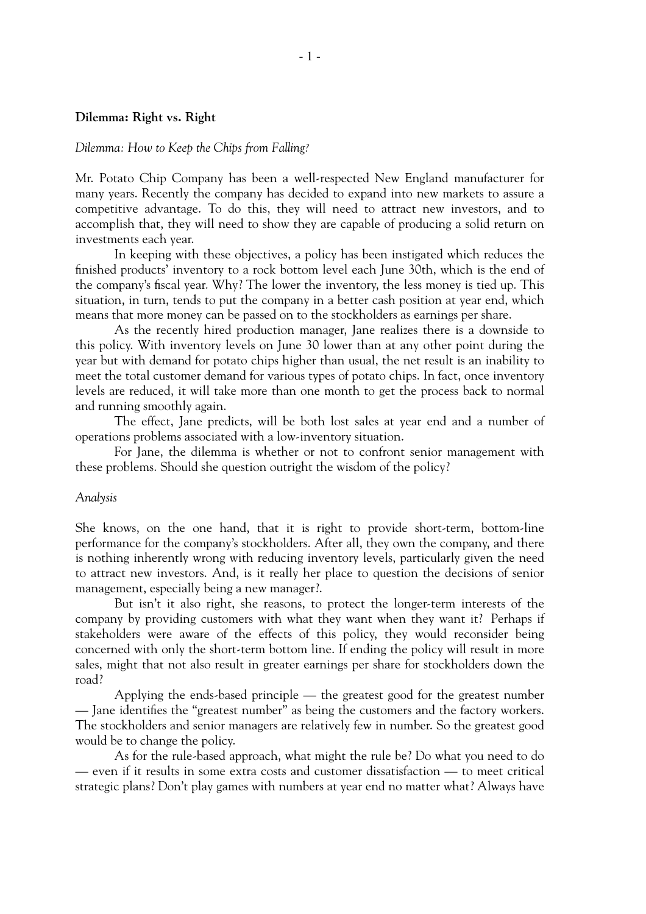**Dilemma: Right vs. Right**

*Dilemma: How to Keep the Chips from Falling?*

Mr. Potato Chip Company has been a well-respected New England manufacturer for many years. Recently the company has decided to expand into new markets to assure a competitive advantage. To do this, they will need to attract new investors, and to accomplish that, they will need to show they are capable of producing a solid return on investments each year.

In keeping with these objectives, a policy has been instigated which reduces the finished products' inventory to a rock bottom level each June 30th, which is the end of the company's fiscal year. Why? The lower the inventory, the less money is tied up. This situation, in turn, tends to put the company in a better cash position at year end, which means that more money can be passed on to the stockholders as earnings per share.

As the recently hired production manager, Jane realizes there is a downside to this policy. With inventory levels on June 30 lower than at any other point during the year but with demand for potato chips higher than usual, the net result is an inability to meet the total customer demand for various types of potato chips. In fact, once inventory levels are reduced, it will take more than one month to get the process back to normal and running smoothly again.

The effect, Jane predicts, will be both lost sales at year end and a number of operations problems associated with a low-inventory situation.

For Jane, the dilemma is whether or not to confront senior management with these problems. Should she question outright the wisdom of the policy?

*Analysis*

She knows, on the one hand, that it is right to provide short-term, bottom-line performance for the company's stockholders. After all, they own the company, and there is nothing inherently wrong with reducing inventory levels, particularly given the need to attract new investors. And, is it really her place to question the decisions of senior management, especially being a new manager?.

But isn't it also right, she reasons, to protect the longer-term interests of the company by providing customers with what they want when they want it? Perhaps if stakeholders were aware of the effects of this policy, they would reconsider being concerned with only the short-term bottom line. If ending the policy will result in more sales, might that not also result in greater earnings per share for stockholders down the road?

Applying the ends-based principle — the greatest good for the greatest number — Jane identifies the "greatest number" as being the customers and the factory workers. The stockholders and senior managers are relatively few in number. So the greatest good would be to change the policy.

As for the rule-based approach, what might the rule be? Do what you need to do — even if it results in some extra costs and customer dissatisfaction — to meet critical strategic plans? Don't play games with numbers at year end no matter what? Always have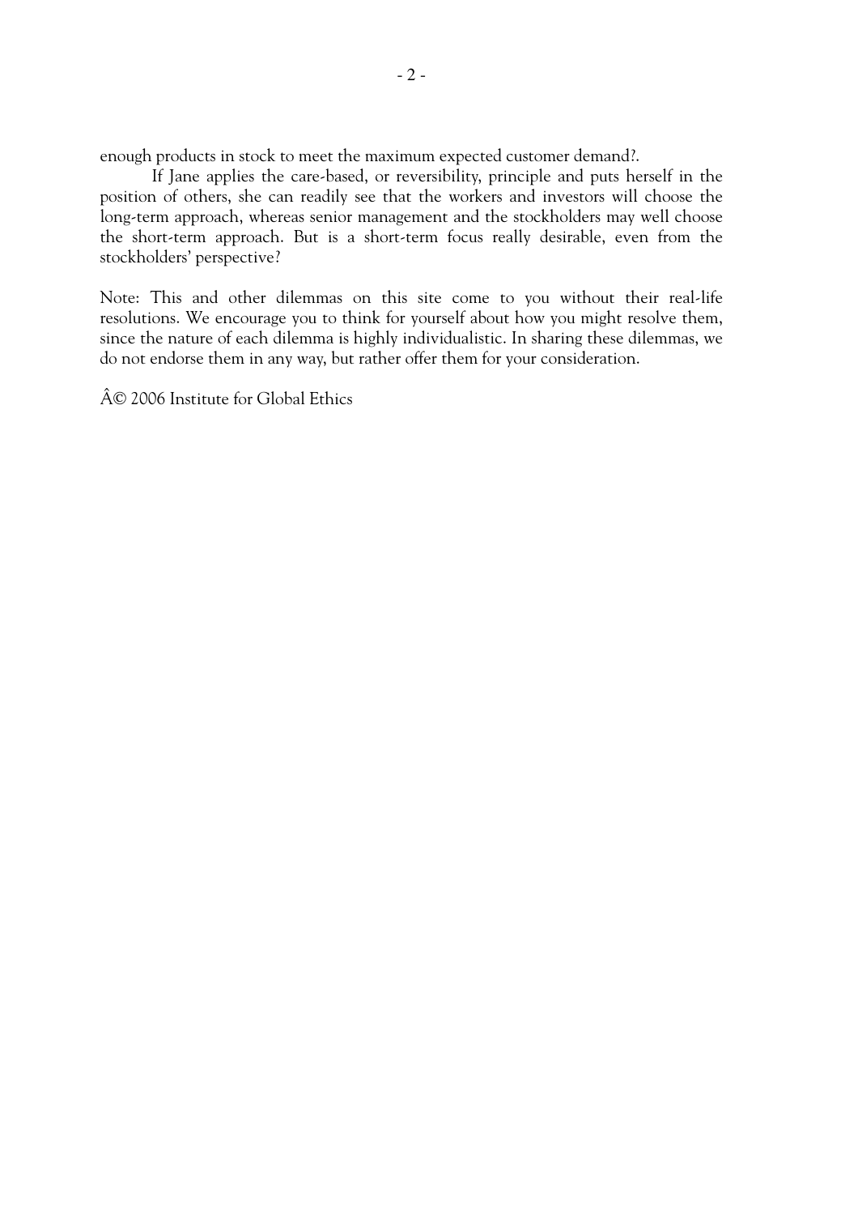enough products in stock to meet the maximum expected customer demand?.

If Jane applies the care-based, or reversibility, principle and puts herself in the position of others, she can readily see that the workers and investors will choose the long-term approach, whereas senior management and the stockholders may well choose the short-term approach. But is a short-term focus really desirable, even from the stockholders' perspective?

Note: This and other dilemmas on this site come to you without their real-life resolutions. We encourage you to think for yourself about how you might resolve them, since the nature of each dilemma is highly individualistic. In sharing these dilemmas, we do not endorse them in any way, but rather offer them for your consideration.

Â© 2006 Institute for Global Ethics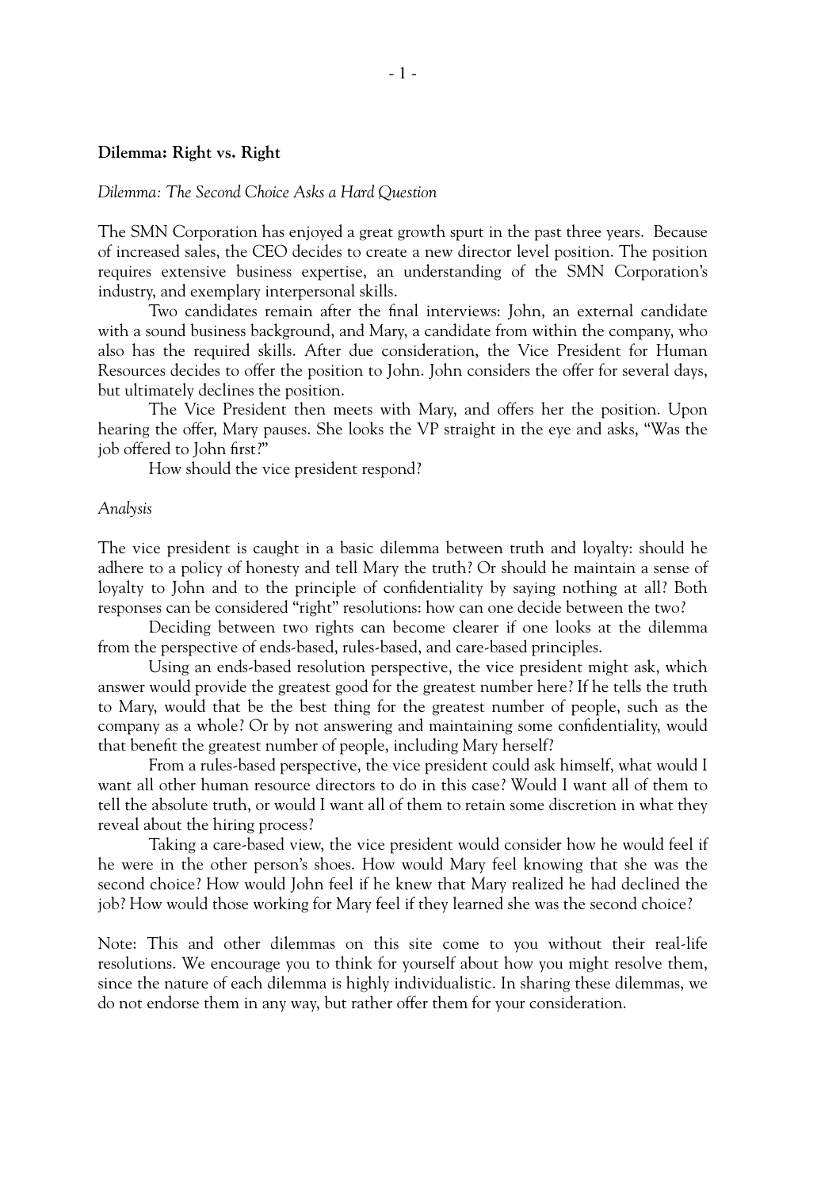**Dilemma: Right vs. Right**

*Dilemma: The Second Choice Asks a Hard Question*

The SMN Corporation has enjoyed a great growth spurt in the past three years. Because of increased sales, the CEO decides to create a new director level position. The position requires extensive business expertise, an understanding of the SMN Corporation's industry, and exemplary interpersonal skills.

Two candidates remain after the final interviews: John, an external candidate with a sound business background, and Mary, a candidate from within the company, who also has the required skills. After due consideration, the Vice President for Human Resources decides to offer the position to John. John considers the offer for several days, but ultimately declines the position.

The Vice President then meets with Mary, and offers her the position. Upon hearing the offer, Mary pauses. She looks the VP straight in the eye and asks, "Was the job offered to John first?"

How should the vice president respond?

*Analysis*

The vice president is caught in a basic dilemma between truth and loyalty: should he adhere to a policy of honesty and tell Mary the truth? Or should he maintain a sense of loyalty to John and to the principle of confidentiality by saying nothing at all? Both responses can be considered "right" resolutions: how can one decide between the two?

Deciding between two rights can become clearer if one looks at the dilemma from the perspective of ends-based, rules-based, and care-based principles.

Using an ends-based resolution perspective, the vice president might ask, which answer would provide the greatest good for the greatest number here? If he tells the truth to Mary, would that be the best thing for the greatest number of people, such as the company as a whole? Or by not answering and maintaining some confidentiality, would that benefit the greatest number of people, including Mary herself?

From a rules-based perspective, the vice president could ask himself, what would I want all other human resource directors to do in this case? Would I want all of them to tell the absolute truth, or would I want all of them to retain some discretion in what they reveal about the hiring process?

Taking a care-based view, the vice president would consider how he would feel if he were in the other person's shoes. How would Mary feel knowing that she was the second choice? How would John feel if he knew that Mary realized he had declined the job? How would those working for Mary feel if they learned she was the second choice?

Note: This and other dilemmas on this site come to you without their real-life resolutions. We encourage you to think for yourself about how you might resolve them, since the nature of each dilemma is highly individualistic. In sharing these dilemmas, we do not endorse them in any way, but rather offer them for your consideration.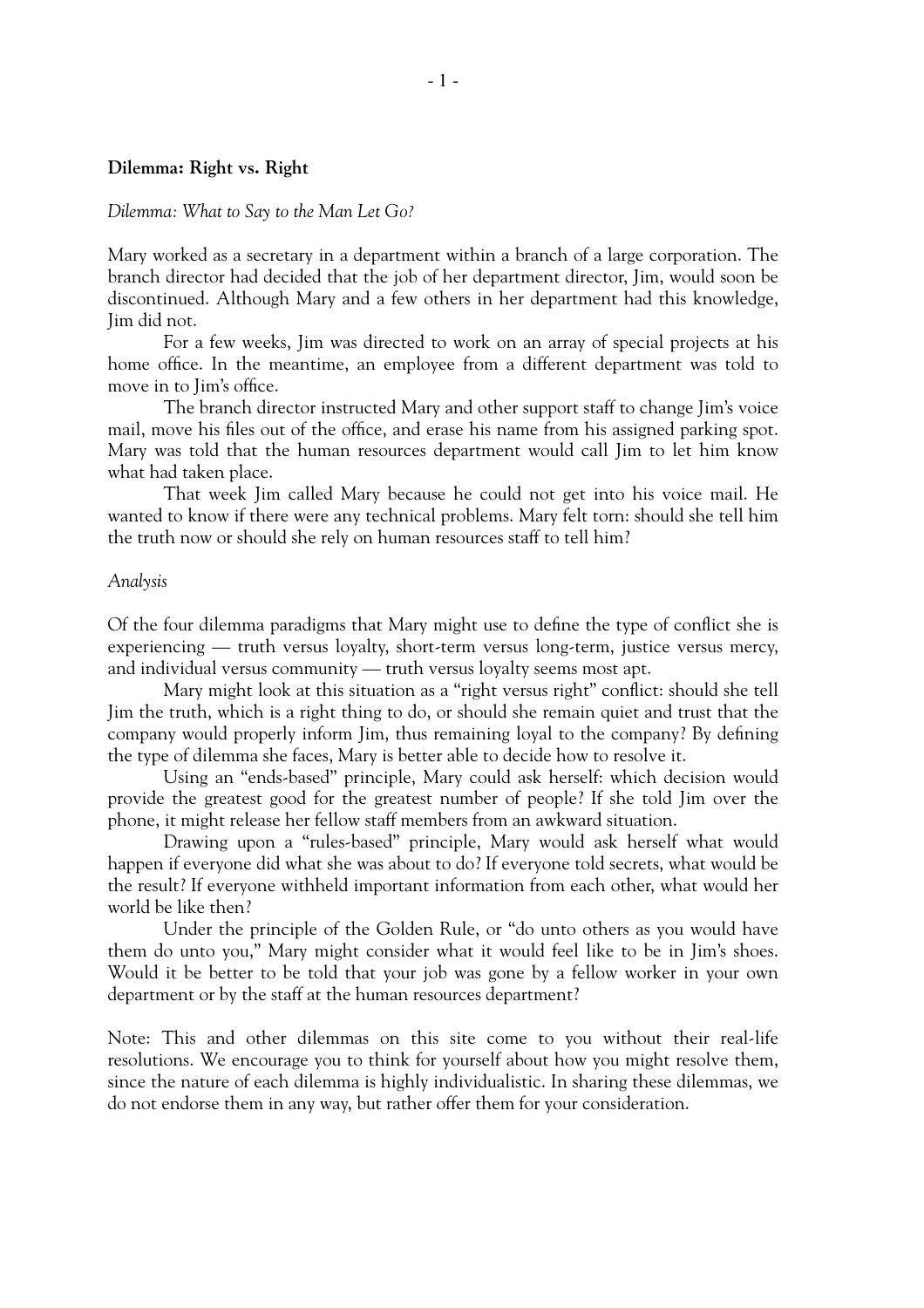**Dilemma: Right vs. Right**

*Dilemma: What to Say to the Man Let Go?*

Mary worked as a secretary in a department within a branch of a large corporation. The branch director had decided that the job of her department director, Jim, would soon be discontinued. Although Mary and a few others in her department had this knowledge, Jim did not.

For a few weeks, Jim was directed to work on an array of special projects at his home office. In the meantime, an employee from a different department was told to move in to Jim's office.

The branch director instructed Mary and other support staff to change Jim's voice mail, move his files out of the office, and erase his name from his assigned parking spot. Mary was told that the human resources department would call Jim to let him know what had taken place.

That week Jim called Mary because he could not get into his voice mail. He wanted to know if there were any technical problems. Mary felt torn: should she tell him the truth now or should she rely on human resources staff to tell him?

*Analysis*

Of the four dilemma paradigms that Mary might use to define the type of conflict she is experiencing — truth versus loyalty, short-term versus long-term, justice versus mercy, and individual versus community — truth versus loyalty seems most apt.

Mary might look at this situation as a "right versus right" conflict: should she tell Jim the truth, which is a right thing to do, or should she remain quiet and trust that the company would properly inform Jim, thus remaining loyal to the company? By defining the type of dilemma she faces, Mary is better able to decide how to resolve it.

Using an "ends-based" principle, Mary could ask herself: which decision would provide the greatest good for the greatest number of people? If she told Jim over the phone, it might release her fellow staff members from an awkward situation.

Drawing upon a "rules-based" principle, Mary would ask herself what would happen if everyone did what she was about to do? If everyone told secrets, what would be the result? If everyone withheld important information from each other, what would her world be like then?

Under the principle of the Golden Rule, or "do unto others as you would have them do unto you," Mary might consider what it would feel like to be in Jim's shoes. Would it be better to be told that your job was gone by a fellow worker in your own department or by the staff at the human resources department?

Note: This and other dilemmas on this site come to you without their real-life resolutions. We encourage you to think for yourself about how you might resolve them, since the nature of each dilemma is highly individualistic. In sharing these dilemmas, we do not endorse them in any way, but rather offer them for your consideration.